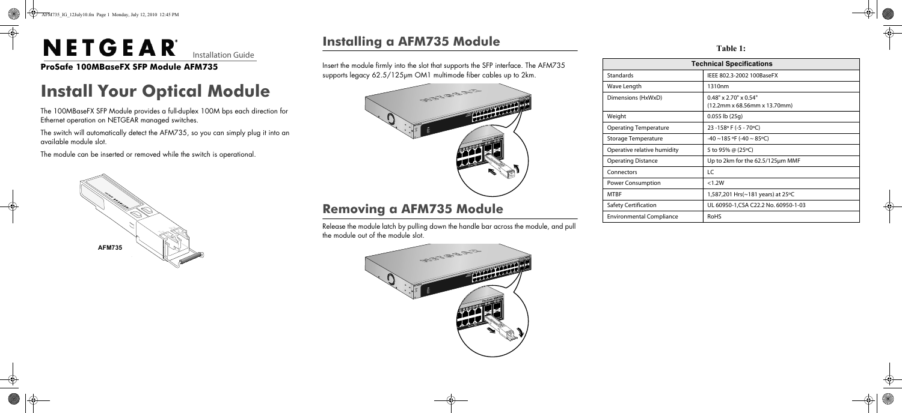# NETGEAR Installation Guide

**ProSafe 100MBaseFX SFP Module AFM735**

# Install Your Optical Module

The 100MBaseFX SFP Module provides a full-duplex 100M bps each direction for Ethernet operation on NETGEAR managed switches.

The switch will automatically detect the AFM735, so you can simply plug it into an available module slot.

The module can be inserted or removed while the switch is operational.

AFM735

## Installing a AFM735 Module

Insert the module firmly into the slot that supports the SFP interface. The AFM735 supports legacy 62.5/125µm OM1 multimode fiber cables up to 2km.

## Removing a AFM735 Module

Release the module latch by pulling down the handle bar across the module, and pull the module out of the module slot.

**Table 1:**

| Technical Specifications | |
|---|---|
| Standards | IEEE 802.3-2002 100BaseFX |
| Wave Length | 1310nm |
| Dimensions (HxWxD) | 0.48" x 2.70" x 0.54" (12.2mm x 68.56mm x 13.70mm) |
| Weight | 0.055 lb (25g) |
| Operating Temperature | 23 -158º F (-5 - 70ºC) |
| Storage Temperature | -40 ~185 ºF (-40 ~ 85ºC) |
| Operative relative humidity | 5 to 95% @ (25ºC) |
| Operating Distance | Up to 2km for the 62.5/125µm MMF |
| Connectors | LC |
| Power Consumption | <1.2W |
| MTBF | 1,587,201 Hrs(~181 years) at 25ºC |
| Safety Certification | UL 60950-1,CSA C22.2 No. 60950-1-03 |
| Environmental Compliance | RoHS |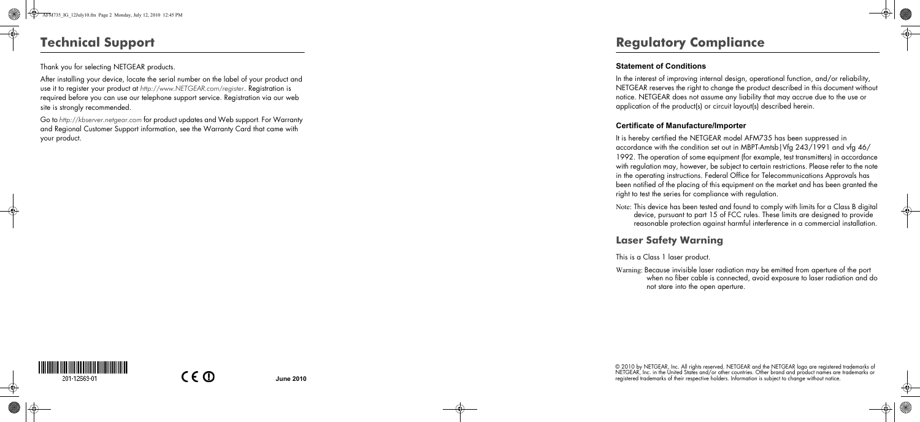# Technical Support

Thank you for selecting NETGEAR products.

After installing your device, locate the serial number on the label of your product and use it to register your product at *http://www.NETGEAR.com/register*. Registration is required before you can use our telephone support service. Registration via our web site is strongly recommended.

Go to *http://kbserver.netgear.com* for product updates and Web support. For Warranty and Regional Customer Support information, see the Warranty Card that came with your product.

201-12565-01

June 2010

# Regulatory Compliance

### Statement of Conditions

In the interest of improving internal design, operational function, and/or reliability, NETGEAR reserves the right to change the product described in this document without notice. NETGEAR does not assume any liability that may accrue due to the use or application of the product(s) or circuit layout(s) described herein.

### Certificate of Manufacture/Importer

It is hereby certified the NETGEAR model AFM735 has been suppressed in accordance with the condition set out in MBPT-Amtsb|Vfg 243/1991 and vfg 46/1992. The operation of some equipment (for example, test transmitters) in accordance with regulation may, however, be subject to certain restrictions. Please refer to the note in the operating instructions. Federal Office for Telecommunications Approvals has been notified of the placing of this equipment on the market and has been granted the right to test the series for compliance with regulation.

Note: This device has been tested and found to comply with limits for a Class B digital device, pursuant to part 15 of FCC rules. These limits are designed to provide reasonable protection against harmful interference in a commercial installation.

## Laser Safety Warning

This is a Class 1 laser product.

Warning: Because invisible laser radiation may be emitted from aperture of the port when no fiber cable is connected, avoid exposure to laser radiation and do not stare into the open aperture.

© 2010 by NETGEAR, Inc. All rights reserved. NETGEAR and the NETGEAR logo are registered trademarks of NETGEAR, Inc. in the United States and/or other countries. Other brand and product names are trademarks or registered trademarks of their respective holders. Information is subject to change without notice.